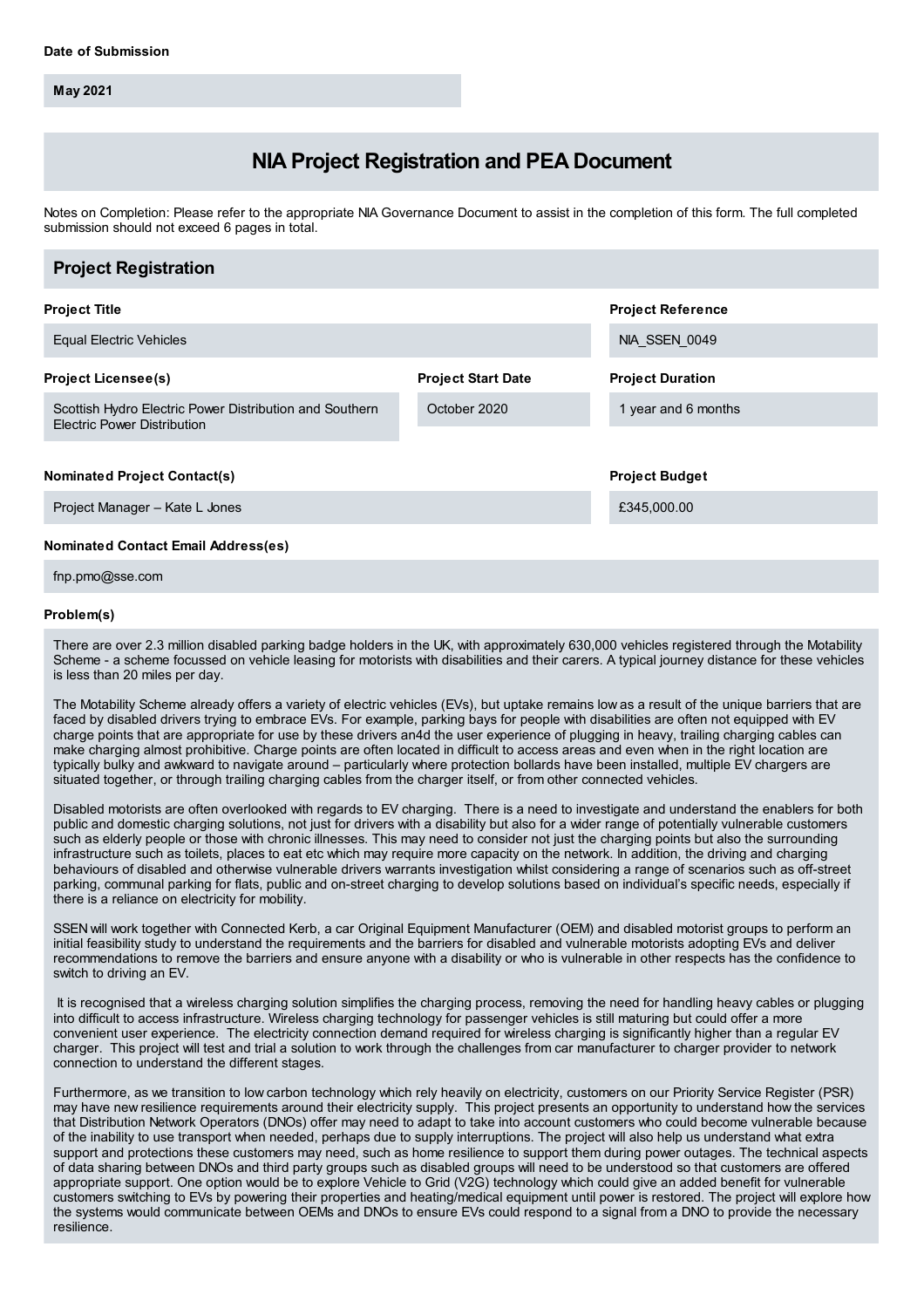**Date of Submission**

**May 2021**

# NIA Project Registration and PEA Document

Notes on Completion: Please refer to the appropriate NIA Governance Document to assist in the completion of this form. The full completed submission should not exceed 6 pages in total.

## Project Registration

**Project Title**

Equal Electric Vehicles

**Project Reference**

NIA_SSEN_0049

**Project Licensee(s)**

Scottish Hydro Electric Power Distribution and Southern Electric Power Distribution

**Project Start Date**

October 2020

**Project Duration**

1 year and 6 months

**Nominated Project Contact(s)**

Project Manager – Kate L Jones

**Project Budget**

£345,000.00

**Nominated Contact Email Address(es)**

fnp.pmo@sse.com

**Problem(s)**

There are over 2.3 million disabled parking badge holders in the UK, with approximately 630,000 vehicles registered through the Motability Scheme - a scheme focussed on vehicle leasing for motorists with disabilities and their carers. A typical journey distance for these vehicles is less than 20 miles per day.

The Motability Scheme already offers a variety of electric vehicles (EVs), but uptake remains low as a result of the unique barriers that are faced by disabled drivers trying to embrace EVs. For example, parking bays for people with disabilities are often not equipped with EV charge points that are appropriate for use by these drivers an4d the user experience of plugging in heavy, trailing charging cables can make charging almost prohibitive. Charge points are often located in difficult to access areas and even when in the right location are typically bulky and awkward to navigate around – particularly where protection bollards have been installed, multiple EV chargers are situated together, or through trailing charging cables from the charger itself, or from other connected vehicles.

Disabled motorists are often overlooked with regards to EV charging. There is a need to investigate and understand the enablers for both public and domestic charging solutions, not just for drivers with a disability but also for a wider range of potentially vulnerable customers such as elderly people or those with chronic illnesses. This may need to consider not just the charging points but also the surrounding infrastructure such as toilets, places to eat etc which may require more capacity on the network. In addition, the driving and charging behaviours of disabled and otherwise vulnerable drivers warrants investigation whilst considering a range of scenarios such as off-street parking, communal parking for flats, public and on-street charging to develop solutions based on individual's specific needs, especially if there is a reliance on electricity for mobility.

SSEN will work together with Connected Kerb, a car Original Equipment Manufacturer (OEM) and disabled motorist groups to perform an initial feasibility study to understand the requirements and the barriers for disabled and vulnerable motorists adopting EVs and deliver recommendations to remove the barriers and ensure anyone with a disability or who is vulnerable in other respects has the confidence to switch to driving an EV.

It is recognised that a wireless charging solution simplifies the charging process, removing the need for handling heavy cables or plugging into difficult to access infrastructure. Wireless charging technology for passenger vehicles is still maturing but could offer a more convenient user experience. The electricity connection demand required for wireless charging is significantly higher than a regular EV charger. This project will test and trial a solution to work through the challenges from car manufacturer to charger provider to network connection to understand the different stages.

Furthermore, as we transition to low carbon technology which rely heavily on electricity, customers on our Priority Service Register (PSR) may have new resilience requirements around their electricity supply. This project presents an opportunity to understand how the services that Distribution Network Operators (DNOs) offer may need to adapt to take into account customers who could become vulnerable because of the inability to use transport when needed, perhaps due to supply interruptions. The project will also help us understand what extra support and protections these customers may need, such as home resilience to support them during power outages. The technical aspects of data sharing between DNOs and third party groups such as disabled groups will need to be understood so that customers are offered appropriate support. One option would be to explore Vehicle to Grid (V2G) technology which could give an added benefit for vulnerable customers switching to EVs by powering their properties and heating/medical equipment until power is restored. The project will explore how the systems would communicate between OEMs and DNOs to ensure EVs could respond to a signal from a DNO to provide the necessary resilience.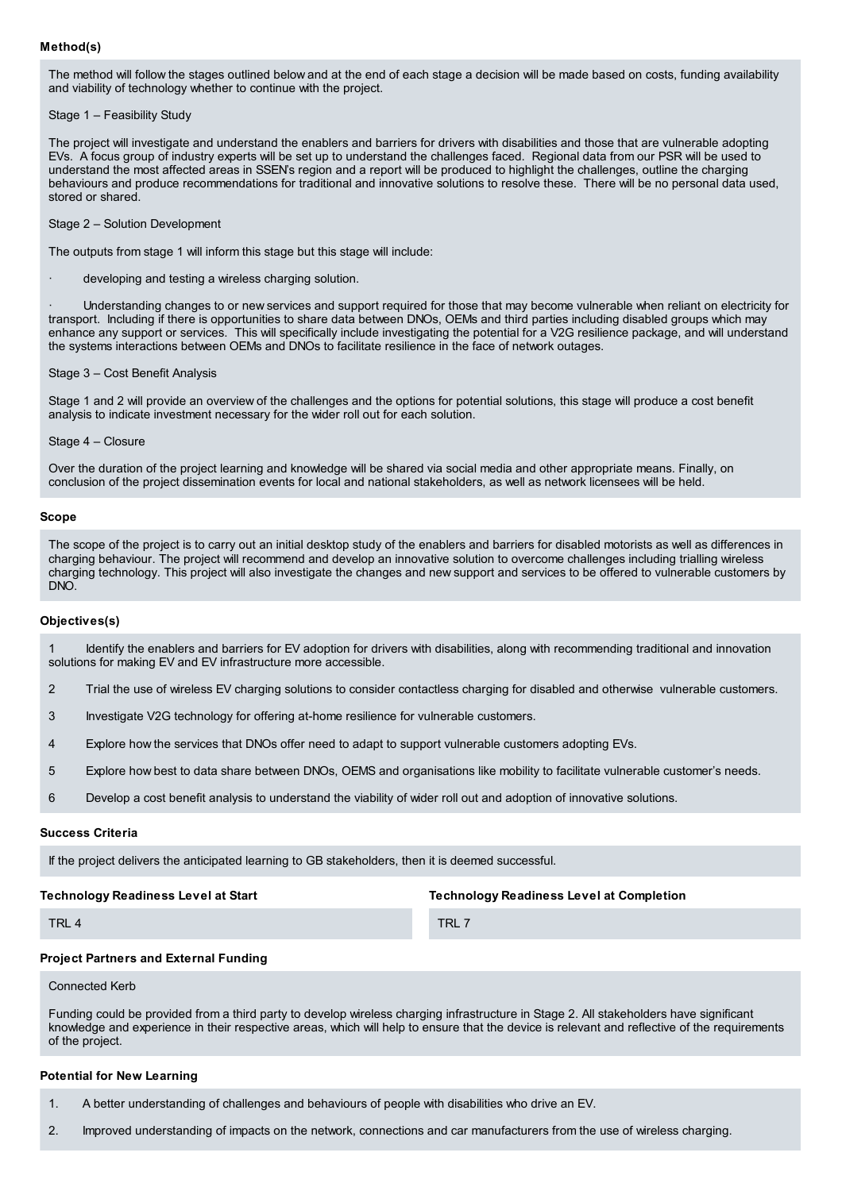### Method(s)

The method will follow the stages outlined below and at the end of each stage a decision will be made based on costs, funding availability and viability of technology whether to continue with the project.

Stage 1 – Feasibility Study

The project will investigate and understand the enablers and barriers for drivers with disabilities and those that are vulnerable adopting EVs. A focus group of industry experts will be set up to understand the challenges faced. Regional data from our PSR will be used to understand the most affected areas in SSEN's region and a report will be produced to highlight the challenges, outline the charging behaviours and produce recommendations for traditional and innovative solutions to resolve these. There will be no personal data used, stored or shared.

Stage 2 – Solution Development

The outputs from stage 1 will inform this stage but this stage will include:

- developing and testing a wireless charging solution.
- Understanding changes to or new services and support required for those that may become vulnerable when reliant on electricity for transport. Including if there is opportunities to share data between DNOs, OEMs and third parties including disabled groups which may enhance any support or services. This will specifically include investigating the potential for a V2G resilience package, and will understand the systems interactions between OEMs and DNOs to facilitate resilience in the face of network outages.

Stage 3 – Cost Benefit Analysis

Stage 1 and 2 will provide an overview of the challenges and the options for potential solutions, this stage will produce a cost benefit analysis to indicate investment necessary for the wider roll out for each solution.

Stage 4 – Closure

Over the duration of the project learning and knowledge will be shared via social media and other appropriate means. Finally, on conclusion of the project dissemination events for local and national stakeholders, as well as network licensees will be held.

### Scope

The scope of the project is to carry out an initial desktop study of the enablers and barriers for disabled motorists as well as differences in charging behaviour. The project will recommend and develop an innovative solution to overcome challenges including trialling wireless charging technology. This project will also investigate the changes and new support and services to be offered to vulnerable customers by DNO.

### Objectives(s)

1. Identify the enablers and barriers for EV adoption for drivers with disabilities, along with recommending traditional and innovation solutions for making EV and EV infrastructure more accessible.
2. Trial the use of wireless EV charging solutions to consider contactless charging for disabled and otherwise vulnerable customers.
3. Investigate V2G technology for offering at-home resilience for vulnerable customers.
4. Explore how the services that DNOs offer need to adapt to support vulnerable customers adopting EVs.
5. Explore how best to data share between DNOs, OEMS and organisations like mobility to facilitate vulnerable customer's needs.
6. Develop a cost benefit analysis to understand the viability of wider roll out and adoption of innovative solutions.

### Success Criteria

If the project delivers the anticipated learning to GB stakeholders, then it is deemed successful.

### Technology Readiness Level at Start

TRL 4

### Technology Readiness Level at Completion

TRL 7

### Project Partners and External Funding

Connected Kerb

Funding could be provided from a third party to develop wireless charging infrastructure in Stage 2. All stakeholders have significant knowledge and experience in their respective areas, which will help to ensure that the device is relevant and reflective of the requirements of the project.

### Potential for New Learning

1. A better understanding of challenges and behaviours of people with disabilities who drive an EV.
2. Improved understanding of impacts on the network, connections and car manufacturers from the use of wireless charging.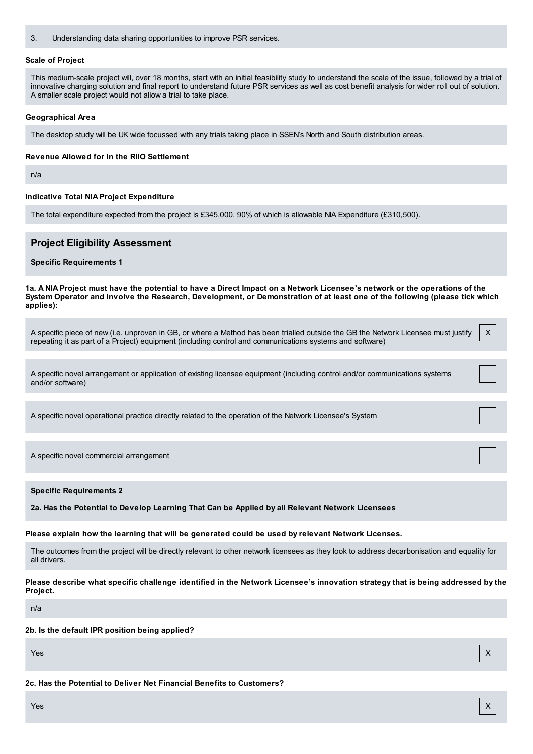3. Understanding data sharing opportunities to improve PSR services.

**Scale of Project**

This medium-scale project will, over 18 months, start with an initial feasibility study to understand the scale of the issue, followed by a trial of innovative charging solution and final report to understand future PSR services as well as cost benefit analysis for wider roll out of solution. A smaller scale project would not allow a trial to take place.

**Geographical Area**

The desktop study will be UK wide focussed with any trials taking place in SSEN's North and South distribution areas.

**Revenue Allowed for in the RIIO Settlement**

n/a

**Indicative Total NIA Project Expenditure**

The total expenditure expected from the project is £345,000. 90% of which is allowable NIA Expenditure (£310,500).

## Project Eligibility Assessment

**Specific Requirements 1**

**1a. A NIA Project must have the potential to have a Direct Impact on a Network Licensee's network or the operations of the System Operator and involve the Research, Development, or Demonstration of at least one of the following (please tick which applies):**

| | |
|---|---|
| A specific piece of new (i.e. unproven in GB, or where a Method has been trialled outside the GB the Network Licensee must justify repeating it as part of a Project) equipment (including control and communications systems and software) | X |
| A specific novel arrangement or application of existing licensee equipment (including control and/or communications systems and/or software) | |
| A specific novel operational practice directly related to the operation of the Network Licensee's System | |
| A specific novel commercial arrangement | |

**Specific Requirements 2**

**2a. Has the Potential to Develop Learning That Can be Applied by all Relevant Network Licensees**

**Please explain how the learning that will be generated could be used by relevant Network Licenses.**

The outcomes from the project will be directly relevant to other network licensees as they look to address decarbonisation and equality for all drivers.

**Please describe what specific challenge identified in the Network Licensee's innovation strategy that is being addressed by the Project.**

n/a

**2b. Is the default IPR position being applied?**

| | |
|---|---|
| Yes | X |

**2c. Has the Potential to Deliver Net Financial Benefits to Customers?**

| | |
|---|---|
| Yes | X |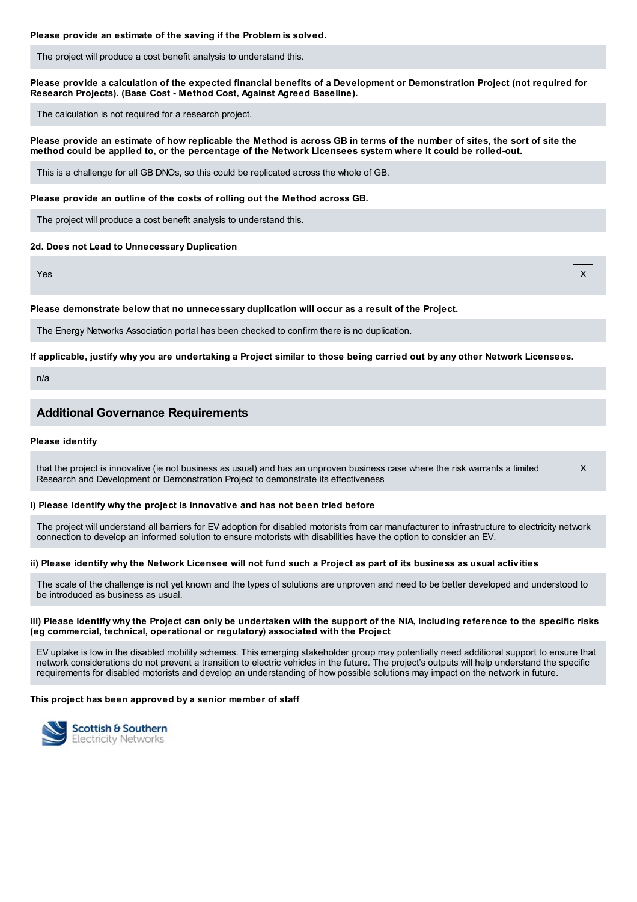**Please provide an estimate of the saving if the Problem is solved.**

The project will produce a cost benefit analysis to understand this.

**Please provide a calculation of the expected financial benefits of a Development or Demonstration Project (not required for Research Projects). (Base Cost - Method Cost, Against Agreed Baseline).**

The calculation is not required for a research project.

**Please provide an estimate of how replicable the Method is across GB in terms of the number of sites, the sort of site the method could be applied to, or the percentage of the Network Licensees system where it could be rolled-out.**

This is a challenge for all GB DNOs, so this could be replicated across the whole of GB.

**Please provide an outline of the costs of rolling out the Method across GB.**

The project will produce a cost benefit analysis to understand this.

**2d. Does not Lead to Unnecessary Duplication**

Yes X

**Please demonstrate below that no unnecessary duplication will occur as a result of the Project.**

The Energy Networks Association portal has been checked to confirm there is no duplication.

**If applicable, justify why you are undertaking a Project similar to those being carried out by any other Network Licensees.**

n/a

## Additional Governance Requirements

**Please identify**

that the project is innovative (ie not business as usual) and has an unproven business case where the risk warrants a limited Research and Development or Demonstration Project to demonstrate its effectiveness X

**i) Please identify why the project is innovative and has not been tried before**

The project will understand all barriers for EV adoption for disabled motorists from car manufacturer to infrastructure to electricity network connection to develop an informed solution to ensure motorists with disabilities have the option to consider an EV.

**ii) Please identify why the Network Licensee will not fund such a Project as part of its business as usual activities**

The scale of the challenge is not yet known and the types of solutions are unproven and need to be better developed and understood to be introduced as business as usual.

**iii) Please identify why the Project can only be undertaken with the support of the NIA, including reference to the specific risks (eg commercial, technical, operational or regulatory) associated with the Project**

EV uptake is low in the disabled mobility schemes. This emerging stakeholder group may potentially need additional support to ensure that network considerations do not prevent a transition to electric vehicles in the future. The project's outputs will help understand the specific requirements for disabled motorists and develop an understanding of how possible solutions may impact on the network in future.

**This project has been approved by a senior member of staff**

Scottish & Southern Electricity Networks